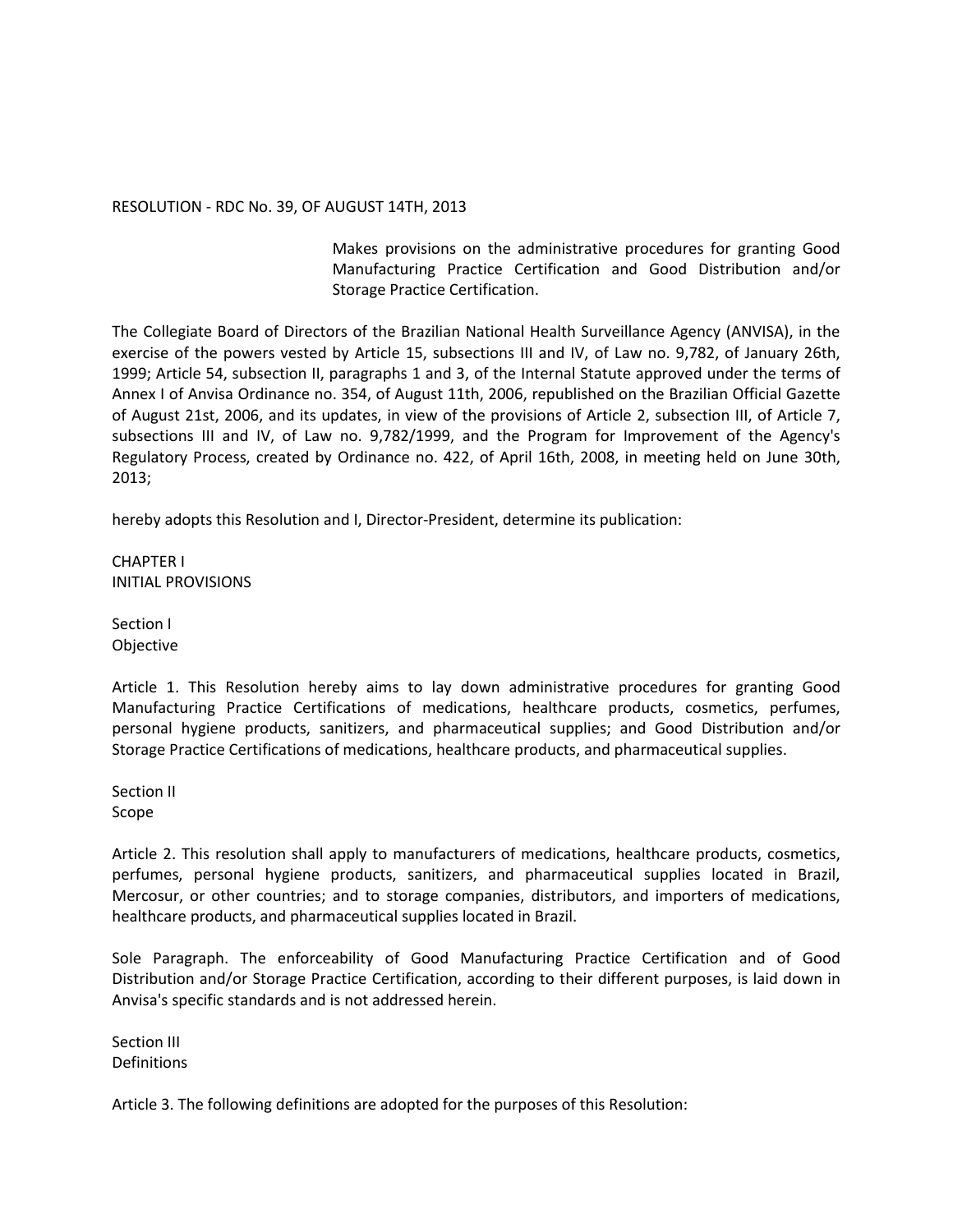# RESOLUTION - RDC No. 39, OF AUGUST 14TH, 2013

Makes provisions on the administrative procedures for granting Good Manufacturing Practice Certification and Good Distribution and/or Storage Practice Certification.

The Collegiate Board of Directors of the Brazilian National Health Surveillance Agency (ANVISA), in the exercise of the powers vested by Article 15, subsections III and IV, of Law no. 9,782, of January 26th, 1999; Article 54, subsection II, paragraphs 1 and 3, of the Internal Statute approved under the terms of Annex I of Anvisa Ordinance no. 354, of August 11th, 2006, republished on the Brazilian Official Gazette of August 21st, 2006, and its updates, in view of the provisions of Article 2, subsection III, of Article 7, subsections III and IV, of Law no. 9,782/1999, and the Program for Improvement of the Agency's Regulatory Process, created by Ordinance no. 422, of April 16th, 2008, in meeting held on June 30th, 2013;

hereby adopts this Resolution and I, Director-President, determine its publication:

## CHAPTER I
## INITIAL PROVISIONS

### Section I
### Objective

Article 1. This Resolution hereby aims to lay down administrative procedures for granting Good Manufacturing Practice Certifications of medications, healthcare products, cosmetics, perfumes, personal hygiene products, sanitizers, and pharmaceutical supplies; and Good Distribution and/or Storage Practice Certifications of medications, healthcare products, and pharmaceutical supplies.

### Section II
### Scope

Article 2. This resolution shall apply to manufacturers of medications, healthcare products, cosmetics, perfumes, personal hygiene products, sanitizers, and pharmaceutical supplies located in Brazil, Mercosur, or other countries; and to storage companies, distributors, and importers of medications, healthcare products, and pharmaceutical supplies located in Brazil.

Sole Paragraph. The enforceability of Good Manufacturing Practice Certification and of Good Distribution and/or Storage Practice Certification, according to their different purposes, is laid down in Anvisa's specific standards and is not addressed herein.

### Section III
### Definitions

Article 3. The following definitions are adopted for the purposes of this Resolution: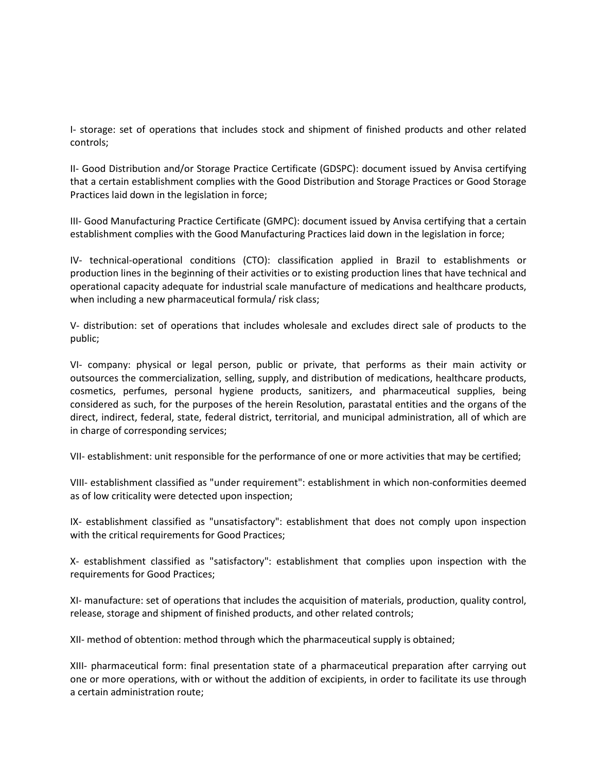I- storage: set of operations that includes stock and shipment of finished products and other related controls;

II- Good Distribution and/or Storage Practice Certificate (GDSPC): document issued by Anvisa certifying that a certain establishment complies with the Good Distribution and Storage Practices or Good Storage Practices laid down in the legislation in force;

III- Good Manufacturing Practice Certificate (GMPC): document issued by Anvisa certifying that a certain establishment complies with the Good Manufacturing Practices laid down in the legislation in force;

IV- technical-operational conditions (CTO): classification applied in Brazil to establishments or production lines in the beginning of their activities or to existing production lines that have technical and operational capacity adequate for industrial scale manufacture of medications and healthcare products, when including a new pharmaceutical formula/ risk class;

V- distribution: set of operations that includes wholesale and excludes direct sale of products to the public;

VI- company: physical or legal person, public or private, that performs as their main activity or outsources the commercialization, selling, supply, and distribution of medications, healthcare products, cosmetics, perfumes, personal hygiene products, sanitizers, and pharmaceutical supplies, being considered as such, for the purposes of the herein Resolution, parastatal entities and the organs of the direct, indirect, federal, state, federal district, territorial, and municipal administration, all of which are in charge of corresponding services;

VII- establishment: unit responsible for the performance of one or more activities that may be certified;

VIII- establishment classified as "under requirement": establishment in which non-conformities deemed as of low criticality were detected upon inspection;

IX- establishment classified as "unsatisfactory": establishment that does not comply upon inspection with the critical requirements for Good Practices;

X- establishment classified as "satisfactory": establishment that complies upon inspection with the requirements for Good Practices;

XI- manufacture: set of operations that includes the acquisition of materials, production, quality control, release, storage and shipment of finished products, and other related controls;

XII- method of obtention: method through which the pharmaceutical supply is obtained;

XIII- pharmaceutical form: final presentation state of a pharmaceutical preparation after carrying out one or more operations, with or without the addition of excipients, in order to facilitate its use through a certain administration route;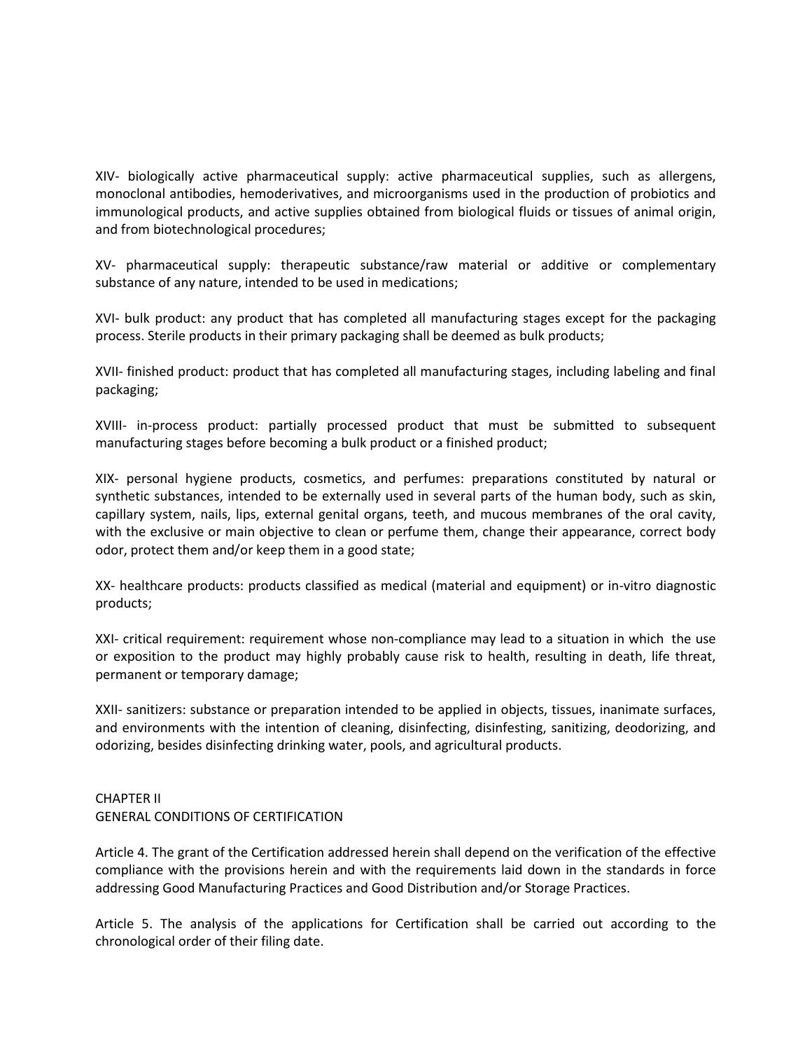XIV- biologically active pharmaceutical supply: active pharmaceutical supplies, such as allergens, monoclonal antibodies, hemoderivatives, and microorganisms used in the production of probiotics and immunological products, and active supplies obtained from biological fluids or tissues of animal origin, and from biotechnological procedures;

XV- pharmaceutical supply: therapeutic substance/raw material or additive or complementary substance of any nature, intended to be used in medications;

XVI- bulk product: any product that has completed all manufacturing stages except for the packaging process. Sterile products in their primary packaging shall be deemed as bulk products;

XVII- finished product: product that has completed all manufacturing stages, including labeling and final packaging;

XVIII- in-process product: partially processed product that must be submitted to subsequent manufacturing stages before becoming a bulk product or a finished product;

XIX- personal hygiene products, cosmetics, and perfumes: preparations constituted by natural or synthetic substances, intended to be externally used in several parts of the human body, such as skin, capillary system, nails, lips, external genital organs, teeth, and mucous membranes of the oral cavity, with the exclusive or main objective to clean or perfume them, change their appearance, correct body odor, protect them and/or keep them in a good state;

XX- healthcare products: products classified as medical (material and equipment) or in-vitro diagnostic products;

XXI- critical requirement: requirement whose non-compliance may lead to a situation in which the use or exposition to the product may highly probably cause risk to health, resulting in death, life threat, permanent or temporary damage;

XXII- sanitizers: substance or preparation intended to be applied in objects, tissues, inanimate surfaces, and environments with the intention of cleaning, disinfecting, disinfesting, sanitizing, deodorizing, and odorizing, besides disinfecting drinking water, pools, and agricultural products.

## CHAPTER II
## GENERAL CONDITIONS OF CERTIFICATION

Article 4. The grant of the Certification addressed herein shall depend on the verification of the effective compliance with the provisions herein and with the requirements laid down in the standards in force addressing Good Manufacturing Practices and Good Distribution and/or Storage Practices.

Article 5. The analysis of the applications for Certification shall be carried out according to the chronological order of their filing date.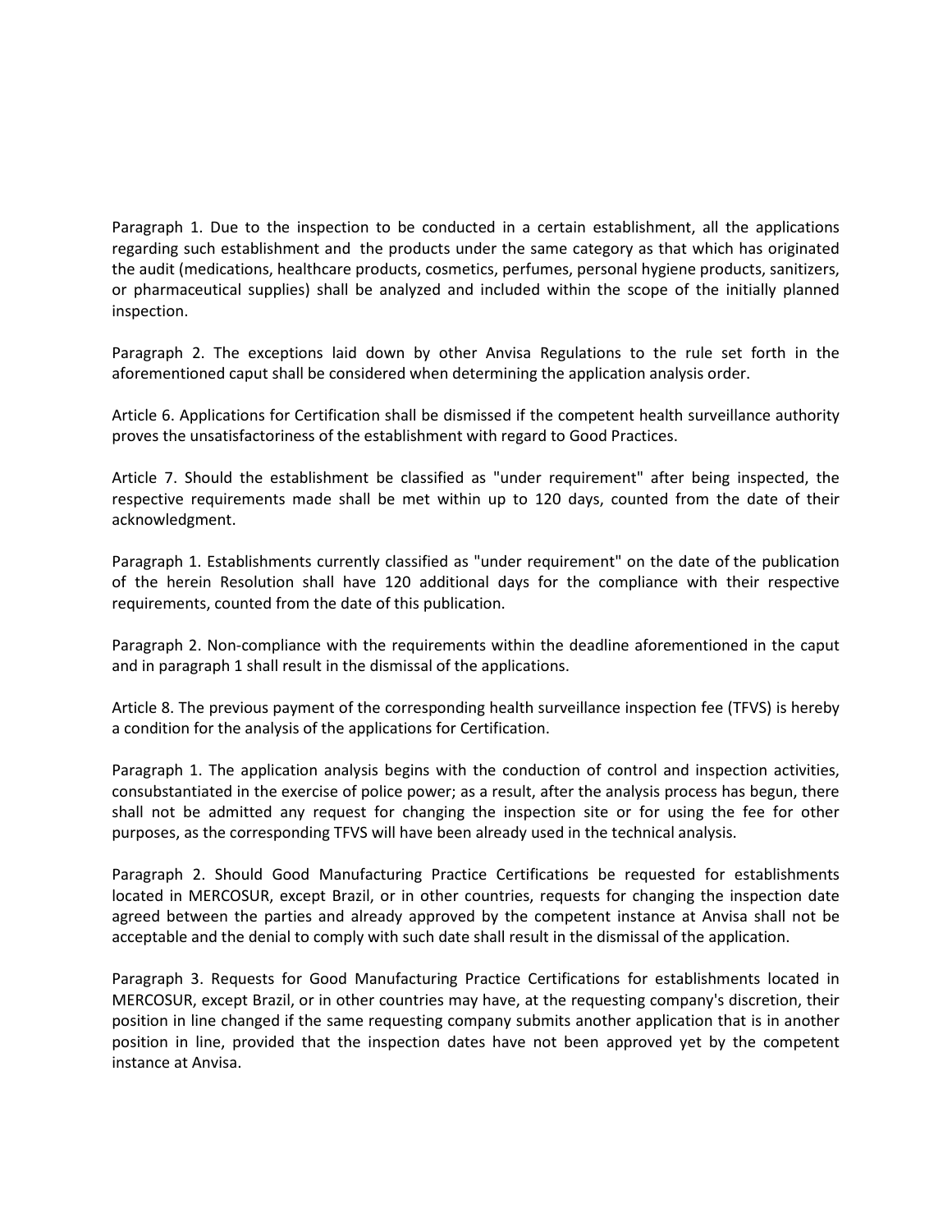Paragraph 1. Due to the inspection to be conducted in a certain establishment, all the applications regarding such establishment and the products under the same category as that which has originated the audit (medications, healthcare products, cosmetics, perfumes, personal hygiene products, sanitizers, or pharmaceutical supplies) shall be analyzed and included within the scope of the initially planned inspection.

Paragraph 2. The exceptions laid down by other Anvisa Regulations to the rule set forth in the aforementioned caput shall be considered when determining the application analysis order.

Article 6. Applications for Certification shall be dismissed if the competent health surveillance authority proves the unsatisfactoriness of the establishment with regard to Good Practices.

Article 7. Should the establishment be classified as "under requirement" after being inspected, the respective requirements made shall be met within up to 120 days, counted from the date of their acknowledgment.

Paragraph 1. Establishments currently classified as "under requirement" on the date of the publication of the herein Resolution shall have 120 additional days for the compliance with their respective requirements, counted from the date of this publication.

Paragraph 2. Non-compliance with the requirements within the deadline aforementioned in the caput and in paragraph 1 shall result in the dismissal of the applications.

Article 8. The previous payment of the corresponding health surveillance inspection fee (TFVS) is hereby a condition for the analysis of the applications for Certification.

Paragraph 1. The application analysis begins with the conduction of control and inspection activities, consubstantiated in the exercise of police power; as a result, after the analysis process has begun, there shall not be admitted any request for changing the inspection site or for using the fee for other purposes, as the corresponding TFVS will have been already used in the technical analysis.

Paragraph 2. Should Good Manufacturing Practice Certifications be requested for establishments located in MERCOSUR, except Brazil, or in other countries, requests for changing the inspection date agreed between the parties and already approved by the competent instance at Anvisa shall not be acceptable and the denial to comply with such date shall result in the dismissal of the application.

Paragraph 3. Requests for Good Manufacturing Practice Certifications for establishments located in MERCOSUR, except Brazil, or in other countries may have, at the requesting company's discretion, their position in line changed if the same requesting company submits another application that is in another position in line, provided that the inspection dates have not been approved yet by the competent instance at Anvisa.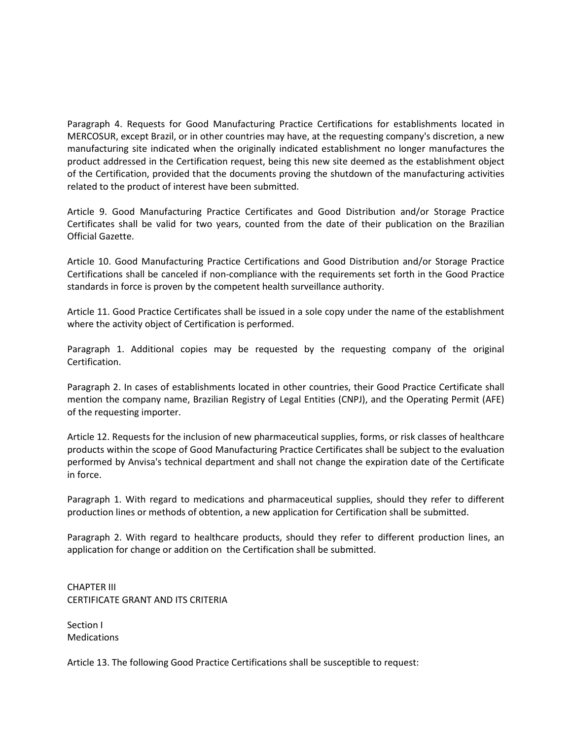Paragraph 4. Requests for Good Manufacturing Practice Certifications for establishments located in MERCOSUR, except Brazil, or in other countries may have, at the requesting company's discretion, a new manufacturing site indicated when the originally indicated establishment no longer manufactures the product addressed in the Certification request, being this new site deemed as the establishment object of the Certification, provided that the documents proving the shutdown of the manufacturing activities related to the product of interest have been submitted.

Article 9. Good Manufacturing Practice Certificates and Good Distribution and/or Storage Practice Certificates shall be valid for two years, counted from the date of their publication on the Brazilian Official Gazette.

Article 10. Good Manufacturing Practice Certifications and Good Distribution and/or Storage Practice Certifications shall be canceled if non-compliance with the requirements set forth in the Good Practice standards in force is proven by the competent health surveillance authority.

Article 11. Good Practice Certificates shall be issued in a sole copy under the name of the establishment where the activity object of Certification is performed.

Paragraph 1. Additional copies may be requested by the requesting company of the original Certification.

Paragraph 2. In cases of establishments located in other countries, their Good Practice Certificate shall mention the company name, Brazilian Registry of Legal Entities (CNPJ), and the Operating Permit (AFE) of the requesting importer.

Article 12. Requests for the inclusion of new pharmaceutical supplies, forms, or risk classes of healthcare products within the scope of Good Manufacturing Practice Certificates shall be subject to the evaluation performed by Anvisa's technical department and shall not change the expiration date of the Certificate in force.

Paragraph 1. With regard to medications and pharmaceutical supplies, should they refer to different production lines or methods of obtention, a new application for Certification shall be submitted.

Paragraph 2. With regard to healthcare products, should they refer to different production lines, an application for change or addition on the Certification shall be submitted.

## CHAPTER III
## CERTIFICATE GRANT AND ITS CRITERIA

### Section I
### Medications

Article 13. The following Good Practice Certifications shall be susceptible to request: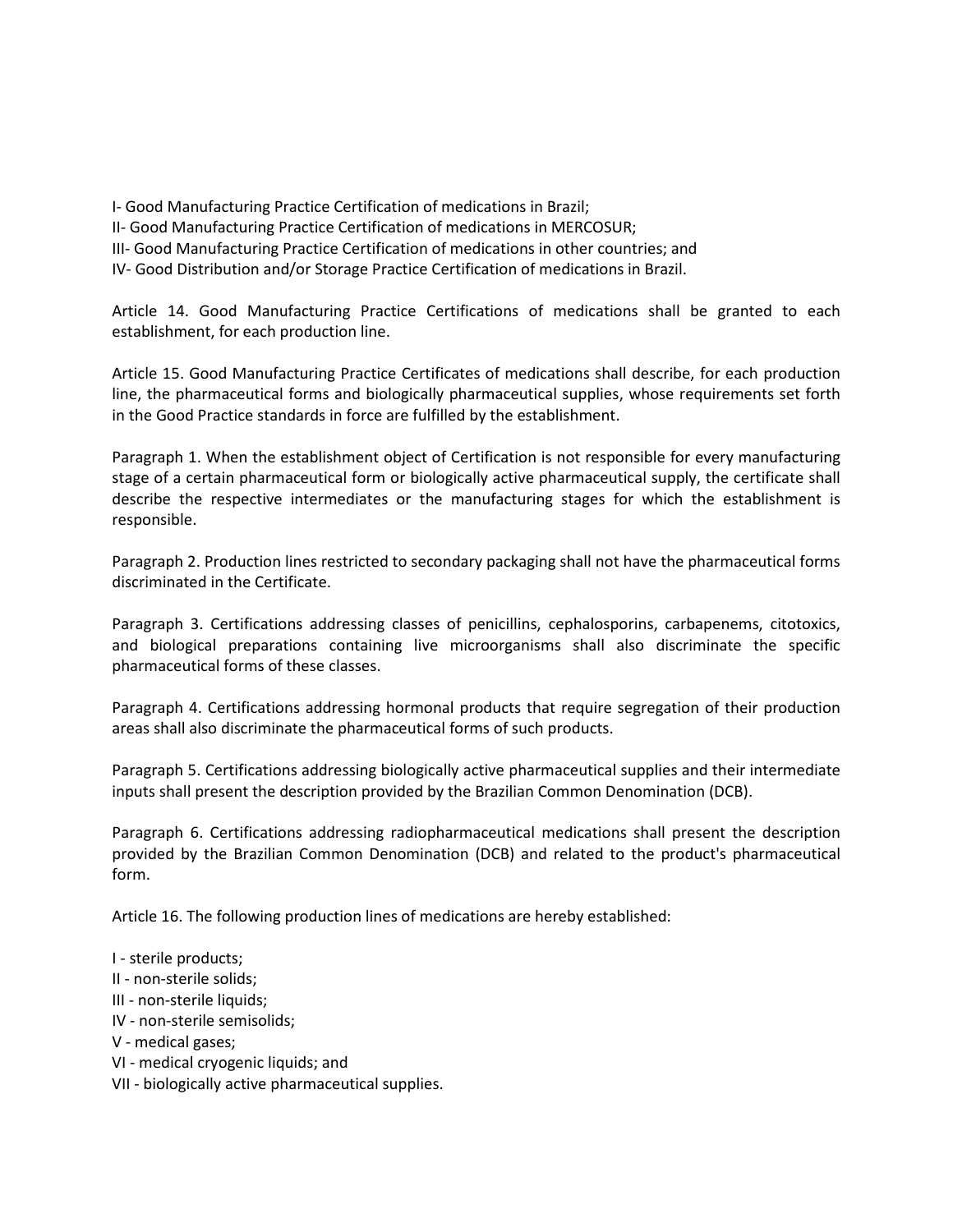I- Good Manufacturing Practice Certification of medications in Brazil;
II- Good Manufacturing Practice Certification of medications in MERCOSUR;
III- Good Manufacturing Practice Certification of medications in other countries; and
IV- Good Distribution and/or Storage Practice Certification of medications in Brazil.

Article 14. Good Manufacturing Practice Certifications of medications shall be granted to each establishment, for each production line.

Article 15. Good Manufacturing Practice Certificates of medications shall describe, for each production line, the pharmaceutical forms and biologically pharmaceutical supplies, whose requirements set forth in the Good Practice standards in force are fulfilled by the establishment.

Paragraph 1. When the establishment object of Certification is not responsible for every manufacturing stage of a certain pharmaceutical form or biologically active pharmaceutical supply, the certificate shall describe the respective intermediates or the manufacturing stages for which the establishment is responsible.

Paragraph 2. Production lines restricted to secondary packaging shall not have the pharmaceutical forms discriminated in the Certificate.

Paragraph 3. Certifications addressing classes of penicillins, cephalosporins, carbapenems, citotoxics, and biological preparations containing live microorganisms shall also discriminate the specific pharmaceutical forms of these classes.

Paragraph 4. Certifications addressing hormonal products that require segregation of their production areas shall also discriminate the pharmaceutical forms of such products.

Paragraph 5. Certifications addressing biologically active pharmaceutical supplies and their intermediate inputs shall present the description provided by the Brazilian Common Denomination (DCB).

Paragraph 6. Certifications addressing radiopharmaceutical medications shall present the description provided by the Brazilian Common Denomination (DCB) and related to the product's pharmaceutical form.

Article 16. The following production lines of medications are hereby established:

I - sterile products;
II - non-sterile solids;
III - non-sterile liquids;
IV - non-sterile semisolids;
V - medical gases;
VI - medical cryogenic liquids; and
VII - biologically active pharmaceutical supplies.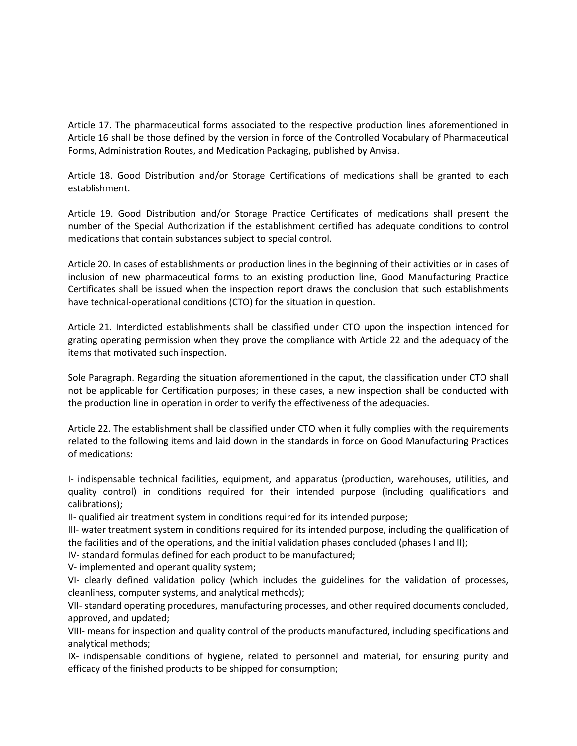Article 17. The pharmaceutical forms associated to the respective production lines aforementioned in Article 16 shall be those defined by the version in force of the Controlled Vocabulary of Pharmaceutical Forms, Administration Routes, and Medication Packaging, published by Anvisa.

Article 18. Good Distribution and/or Storage Certifications of medications shall be granted to each establishment.

Article 19. Good Distribution and/or Storage Practice Certificates of medications shall present the number of the Special Authorization if the establishment certified has adequate conditions to control medications that contain substances subject to special control.

Article 20. In cases of establishments or production lines in the beginning of their activities or in cases of inclusion of new pharmaceutical forms to an existing production line, Good Manufacturing Practice Certificates shall be issued when the inspection report draws the conclusion that such establishments have technical-operational conditions (CTO) for the situation in question.

Article 21. Interdicted establishments shall be classified under CTO upon the inspection intended for grating operating permission when they prove the compliance with Article 22 and the adequacy of the items that motivated such inspection.

Sole Paragraph. Regarding the situation aforementioned in the caput, the classification under CTO shall not be applicable for Certification purposes; in these cases, a new inspection shall be conducted with the production line in operation in order to verify the effectiveness of the adequacies.

Article 22. The establishment shall be classified under CTO when it fully complies with the requirements related to the following items and laid down in the standards in force on Good Manufacturing Practices of medications:

I- indispensable technical facilities, equipment, and apparatus (production, warehouses, utilities, and quality control) in conditions required for their intended purpose (including qualifications and calibrations);
II- qualified air treatment system in conditions required for its intended purpose;
III- water treatment system in conditions required for its intended purpose, including the qualification of the facilities and of the operations, and the initial validation phases concluded (phases I and II);
IV- standard formulas defined for each product to be manufactured;
V- implemented and operant quality system;
VI- clearly defined validation policy (which includes the guidelines for the validation of processes, cleanliness, computer systems, and analytical methods);
VII- standard operating procedures, manufacturing processes, and other required documents concluded, approved, and updated;
VIII- means for inspection and quality control of the products manufactured, including specifications and analytical methods;
IX- indispensable conditions of hygiene, related to personnel and material, for ensuring purity and efficacy of the finished products to be shipped for consumption;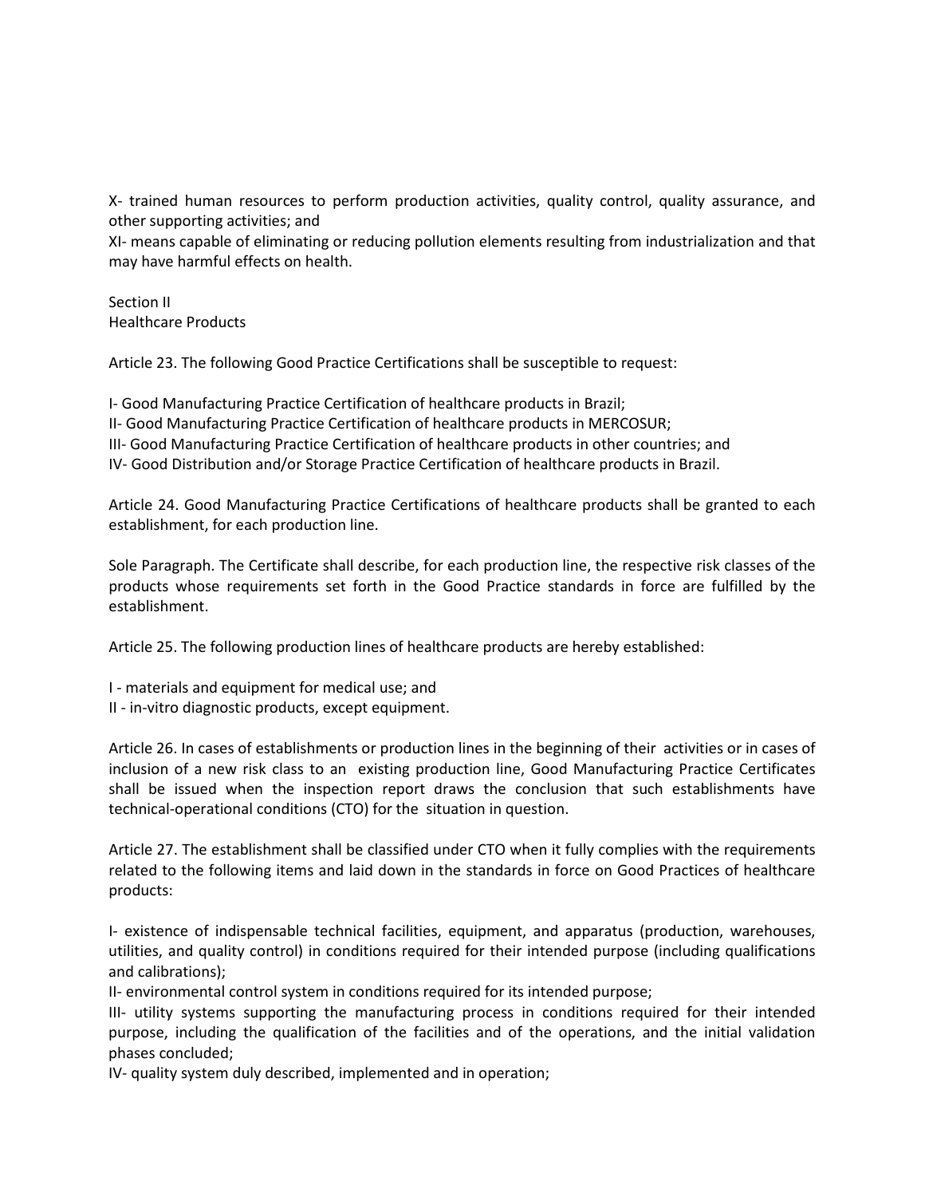X- trained human resources to perform production activities, quality control, quality assurance, and other supporting activities; and

XI- means capable of eliminating or reducing pollution elements resulting from industrialization and that may have harmful effects on health.

Section II
Healthcare Products

Article 23. The following Good Practice Certifications shall be susceptible to request:

I- Good Manufacturing Practice Certification of healthcare products in Brazil;
II- Good Manufacturing Practice Certification of healthcare products in MERCOSUR;
III- Good Manufacturing Practice Certification of healthcare products in other countries; and
IV- Good Distribution and/or Storage Practice Certification of healthcare products in Brazil.

Article 24. Good Manufacturing Practice Certifications of healthcare products shall be granted to each establishment, for each production line.

Sole Paragraph. The Certificate shall describe, for each production line, the respective risk classes of the products whose requirements set forth in the Good Practice standards in force are fulfilled by the establishment.

Article 25. The following production lines of healthcare products are hereby established:

I - materials and equipment for medical use; and
II - in-vitro diagnostic products, except equipment.

Article 26. In cases of establishments or production lines in the beginning of their activities or in cases of inclusion of a new risk class to an existing production line, Good Manufacturing Practice Certificates shall be issued when the inspection report draws the conclusion that such establishments have technical-operational conditions (CTO) for the situation in question.

Article 27. The establishment shall be classified under CTO when it fully complies with the requirements related to the following items and laid down in the standards in force on Good Practices of healthcare products:

I- existence of indispensable technical facilities, equipment, and apparatus (production, warehouses, utilities, and quality control) in conditions required for their intended purpose (including qualifications and calibrations);
II- environmental control system in conditions required for its intended purpose;
III- utility systems supporting the manufacturing process in conditions required for their intended purpose, including the qualification of the facilities and of the operations, and the initial validation phases concluded;
IV- quality system duly described, implemented and in operation;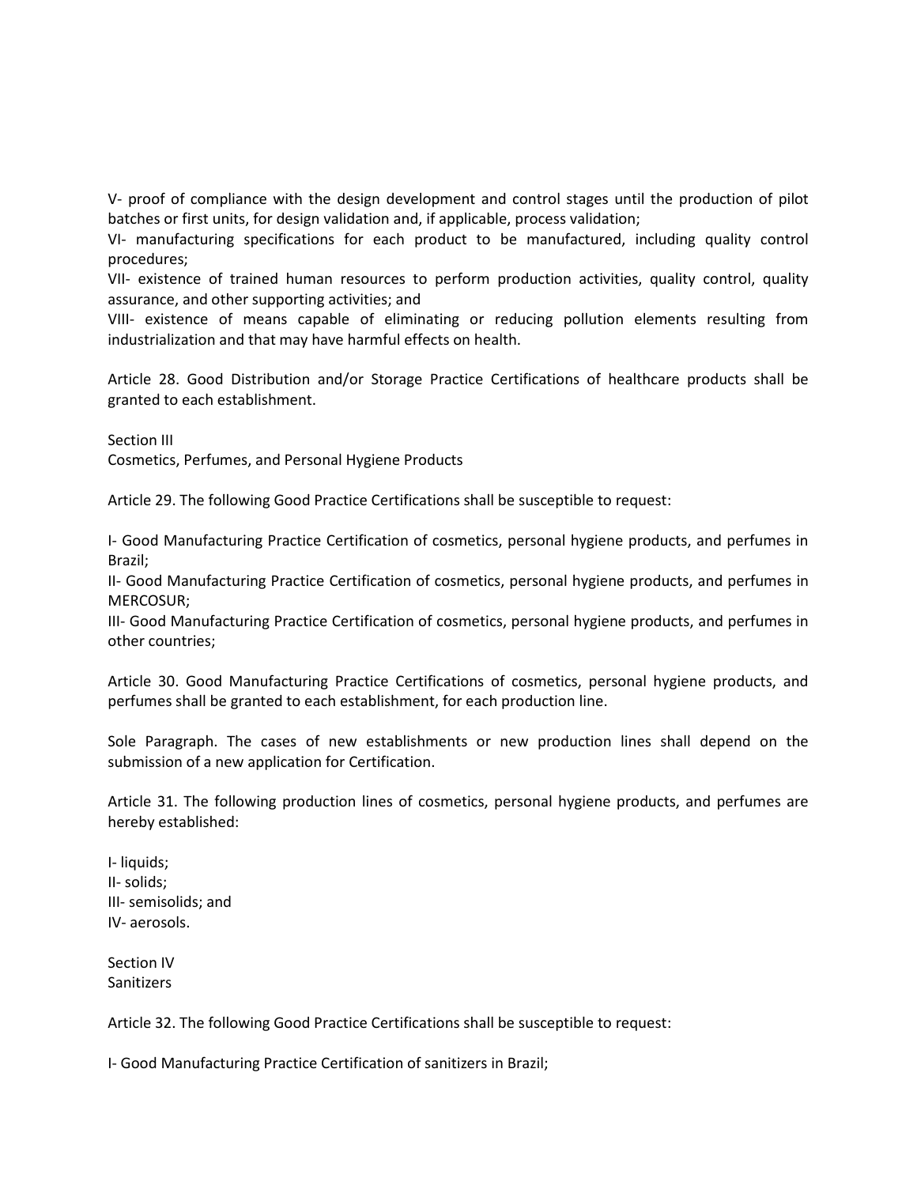V- proof of compliance with the design development and control stages until the production of pilot batches or first units, for design validation and, if applicable, process validation;

VI- manufacturing specifications for each product to be manufactured, including quality control procedures;

VII- existence of trained human resources to perform production activities, quality control, quality assurance, and other supporting activities; and

VIII- existence of means capable of eliminating or reducing pollution elements resulting from industrialization and that may have harmful effects on health.

Article 28. Good Distribution and/or Storage Practice Certifications of healthcare products shall be granted to each establishment.

Section III
Cosmetics, Perfumes, and Personal Hygiene Products

Article 29. The following Good Practice Certifications shall be susceptible to request:

I- Good Manufacturing Practice Certification of cosmetics, personal hygiene products, and perfumes in Brazil;

II- Good Manufacturing Practice Certification of cosmetics, personal hygiene products, and perfumes in MERCOSUR;

III- Good Manufacturing Practice Certification of cosmetics, personal hygiene products, and perfumes in other countries;

Article 30. Good Manufacturing Practice Certifications of cosmetics, personal hygiene products, and perfumes shall be granted to each establishment, for each production line.

Sole Paragraph. The cases of new establishments or new production lines shall depend on the submission of a new application for Certification.

Article 31. The following production lines of cosmetics, personal hygiene products, and perfumes are hereby established:

I- liquids;
II- solids;
III- semisolids; and
IV- aerosols.

Section IV
Sanitizers

Article 32. The following Good Practice Certifications shall be susceptible to request:

I- Good Manufacturing Practice Certification of sanitizers in Brazil;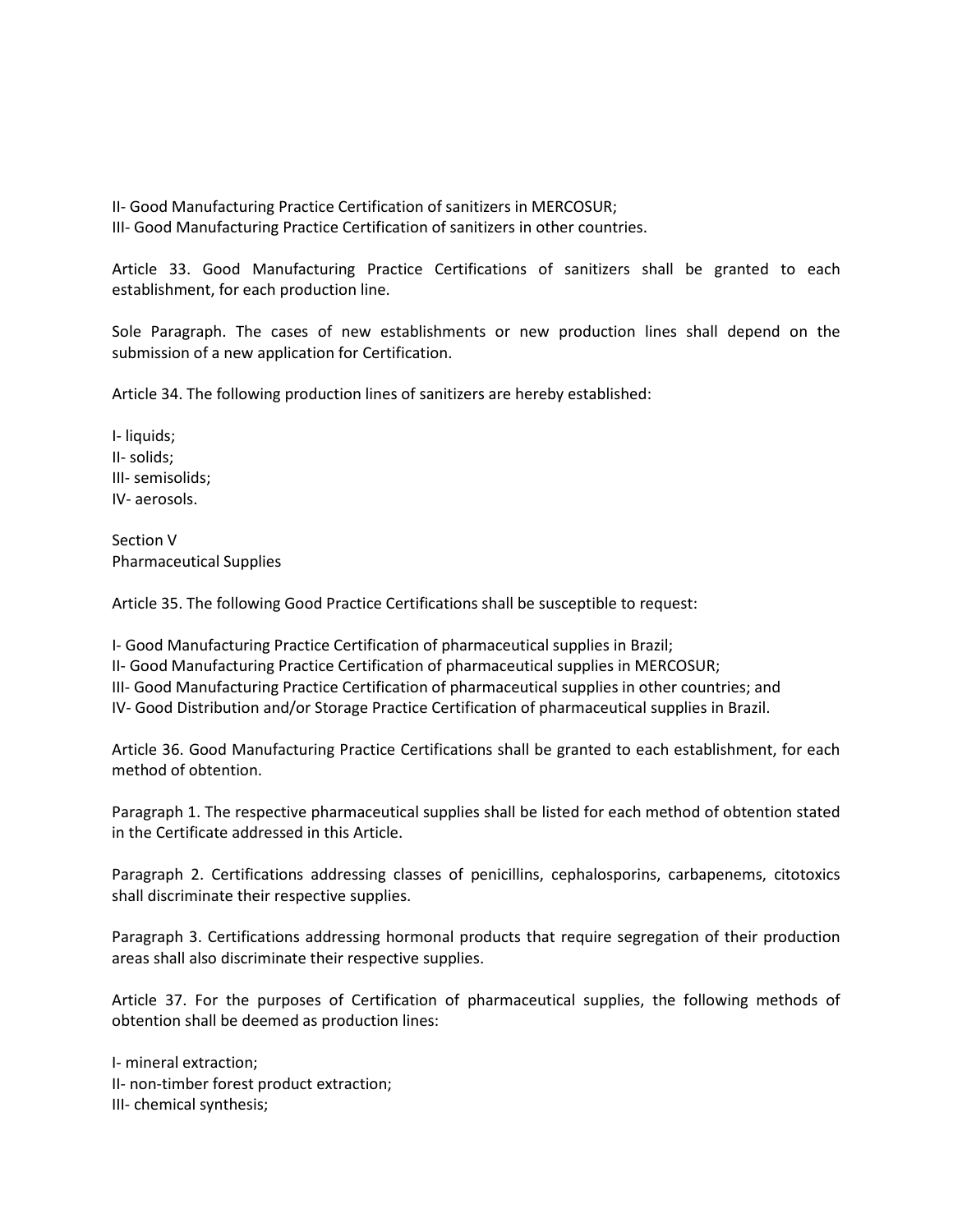II- Good Manufacturing Practice Certification of sanitizers in MERCOSUR;
III- Good Manufacturing Practice Certification of sanitizers in other countries.

Article 33. Good Manufacturing Practice Certifications of sanitizers shall be granted to each establishment, for each production line.

Sole Paragraph. The cases of new establishments or new production lines shall depend on the submission of a new application for Certification.

Article 34. The following production lines of sanitizers are hereby established:

I- liquids;
II- solids;
III- semisolids;
IV- aerosols.

## Section V
## Pharmaceutical Supplies

Article 35. The following Good Practice Certifications shall be susceptible to request:

I- Good Manufacturing Practice Certification of pharmaceutical supplies in Brazil;
II- Good Manufacturing Practice Certification of pharmaceutical supplies in MERCOSUR;
III- Good Manufacturing Practice Certification of pharmaceutical supplies in other countries; and
IV- Good Distribution and/or Storage Practice Certification of pharmaceutical supplies in Brazil.

Article 36. Good Manufacturing Practice Certifications shall be granted to each establishment, for each method of obtention.

Paragraph 1. The respective pharmaceutical supplies shall be listed for each method of obtention stated in the Certificate addressed in this Article.

Paragraph 2. Certifications addressing classes of penicillins, cephalosporins, carbapenems, citotoxics shall discriminate their respective supplies.

Paragraph 3. Certifications addressing hormonal products that require segregation of their production areas shall also discriminate their respective supplies.

Article 37. For the purposes of Certification of pharmaceutical supplies, the following methods of obtention shall be deemed as production lines:

I- mineral extraction;
II- non-timber forest product extraction;
III- chemical synthesis;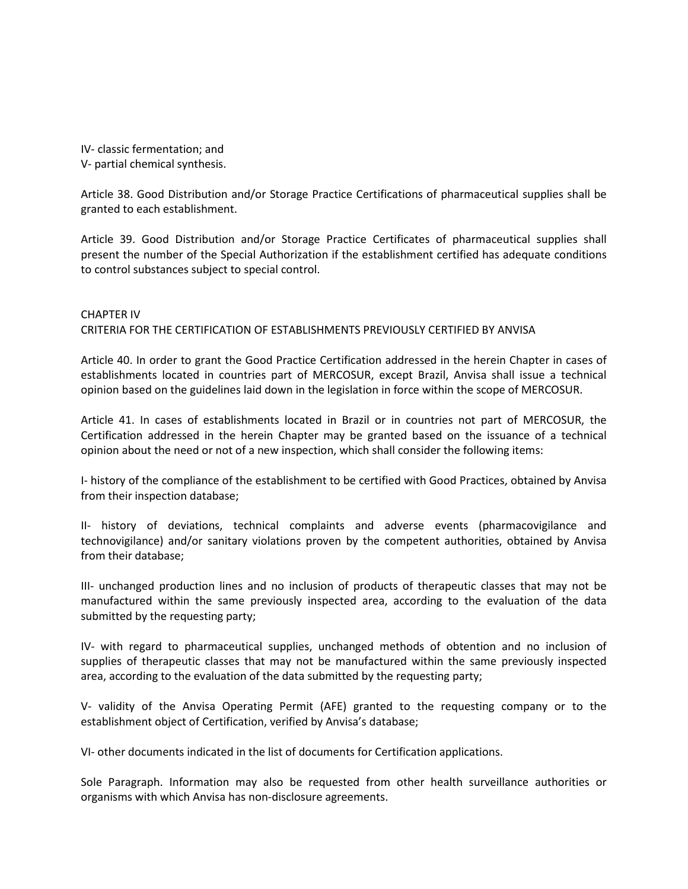IV- classic fermentation; and
V- partial chemical synthesis.

Article 38. Good Distribution and/or Storage Practice Certifications of pharmaceutical supplies shall be granted to each establishment.

Article 39. Good Distribution and/or Storage Practice Certificates of pharmaceutical supplies shall present the number of the Special Authorization if the establishment certified has adequate conditions to control substances subject to special control.

## CHAPTER IV
## CRITERIA FOR THE CERTIFICATION OF ESTABLISHMENTS PREVIOUSLY CERTIFIED BY ANVISA

Article 40. In order to grant the Good Practice Certification addressed in the herein Chapter in cases of establishments located in countries part of MERCOSUR, except Brazil, Anvisa shall issue a technical opinion based on the guidelines laid down in the legislation in force within the scope of MERCOSUR.

Article 41. In cases of establishments located in Brazil or in countries not part of MERCOSUR, the Certification addressed in the herein Chapter may be granted based on the issuance of a technical opinion about the need or not of a new inspection, which shall consider the following items:

I- history of the compliance of the establishment to be certified with Good Practices, obtained by Anvisa from their inspection database;

II- history of deviations, technical complaints and adverse events (pharmacovigilance and technovigilance) and/or sanitary violations proven by the competent authorities, obtained by Anvisa from their database;

III- unchanged production lines and no inclusion of products of therapeutic classes that may not be manufactured within the same previously inspected area, according to the evaluation of the data submitted by the requesting party;

IV- with regard to pharmaceutical supplies, unchanged methods of obtention and no inclusion of supplies of therapeutic classes that may not be manufactured within the same previously inspected area, according to the evaluation of the data submitted by the requesting party;

V- validity of the Anvisa Operating Permit (AFE) granted to the requesting company or to the establishment object of Certification, verified by Anvisa's database;

VI- other documents indicated in the list of documents for Certification applications.

Sole Paragraph. Information may also be requested from other health surveillance authorities or organisms with which Anvisa has non-disclosure agreements.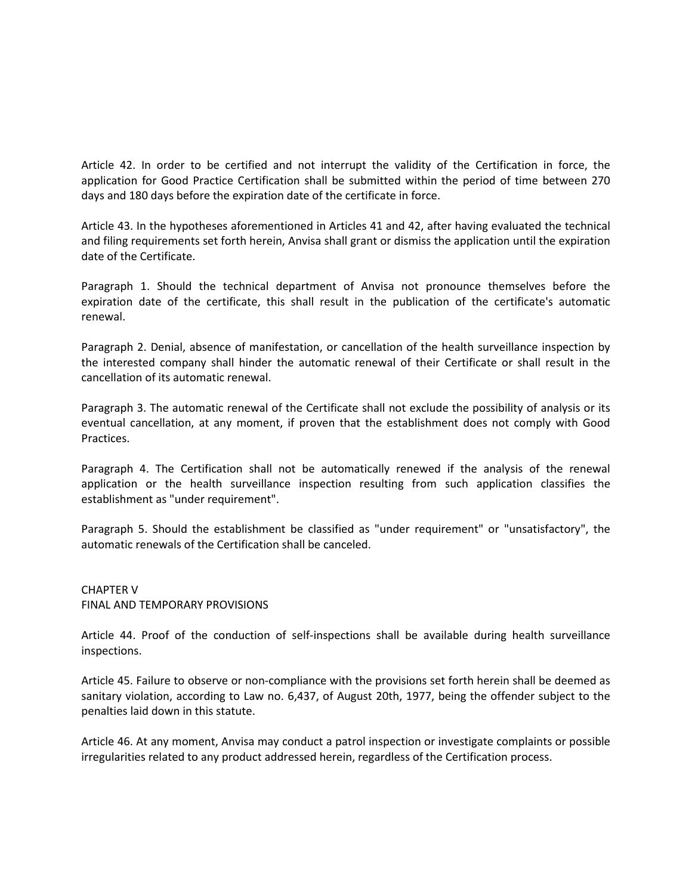Article 42. In order to be certified and not interrupt the validity of the Certification in force, the application for Good Practice Certification shall be submitted within the period of time between 270 days and 180 days before the expiration date of the certificate in force.

Article 43. In the hypotheses aforementioned in Articles 41 and 42, after having evaluated the technical and filing requirements set forth herein, Anvisa shall grant or dismiss the application until the expiration date of the Certificate.

Paragraph 1. Should the technical department of Anvisa not pronounce themselves before the expiration date of the certificate, this shall result in the publication of the certificate's automatic renewal.

Paragraph 2. Denial, absence of manifestation, or cancellation of the health surveillance inspection by the interested company shall hinder the automatic renewal of their Certificate or shall result in the cancellation of its automatic renewal.

Paragraph 3. The automatic renewal of the Certificate shall not exclude the possibility of analysis or its eventual cancellation, at any moment, if proven that the establishment does not comply with Good Practices.

Paragraph 4. The Certification shall not be automatically renewed if the analysis of the renewal application or the health surveillance inspection resulting from such application classifies the establishment as "under requirement".

Paragraph 5. Should the establishment be classified as "under requirement" or "unsatisfactory", the automatic renewals of the Certification shall be canceled.

## CHAPTER V
## FINAL AND TEMPORARY PROVISIONS

Article 44. Proof of the conduction of self-inspections shall be available during health surveillance inspections.

Article 45. Failure to observe or non-compliance with the provisions set forth herein shall be deemed as sanitary violation, according to Law no. 6,437, of August 20th, 1977, being the offender subject to the penalties laid down in this statute.

Article 46. At any moment, Anvisa may conduct a patrol inspection or investigate complaints or possible irregularities related to any product addressed herein, regardless of the Certification process.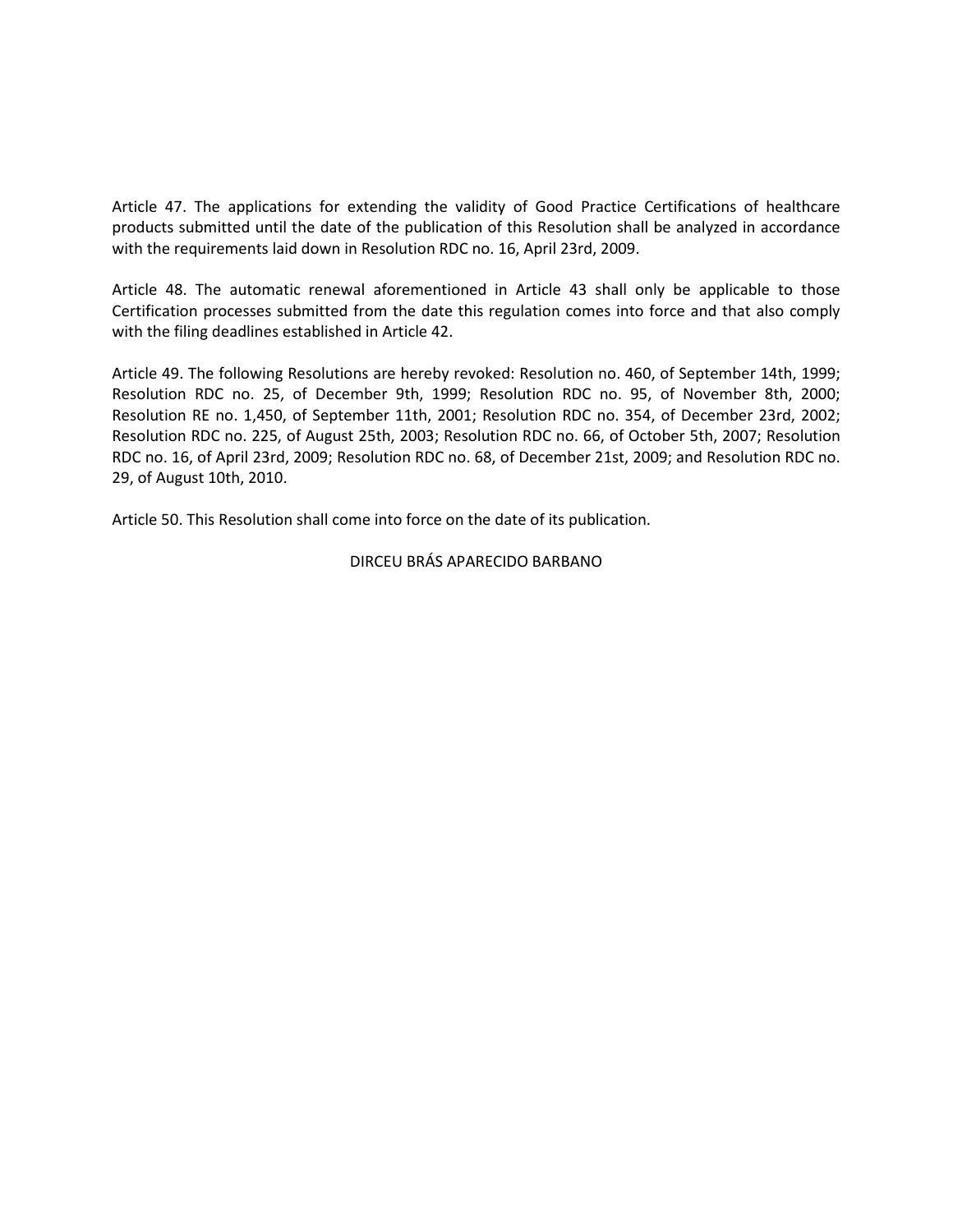Article 47. The applications for extending the validity of Good Practice Certifications of healthcare products submitted until the date of the publication of this Resolution shall be analyzed in accordance with the requirements laid down in Resolution RDC no. 16, April 23rd, 2009.

Article 48. The automatic renewal aforementioned in Article 43 shall only be applicable to those Certification processes submitted from the date this regulation comes into force and that also comply with the filing deadlines established in Article 42.

Article 49. The following Resolutions are hereby revoked: Resolution no. 460, of September 14th, 1999; Resolution RDC no. 25, of December 9th, 1999; Resolution RDC no. 95, of November 8th, 2000; Resolution RE no. 1,450, of September 11th, 2001; Resolution RDC no. 354, of December 23rd, 2002; Resolution RDC no. 225, of August 25th, 2003; Resolution RDC no. 66, of October 5th, 2007; Resolution RDC no. 16, of April 23rd, 2009; Resolution RDC no. 68, of December 21st, 2009; and Resolution RDC no. 29, of August 10th, 2010.

Article 50. This Resolution shall come into force on the date of its publication.

DIRCEU BRÁS APARECIDO BARBANO